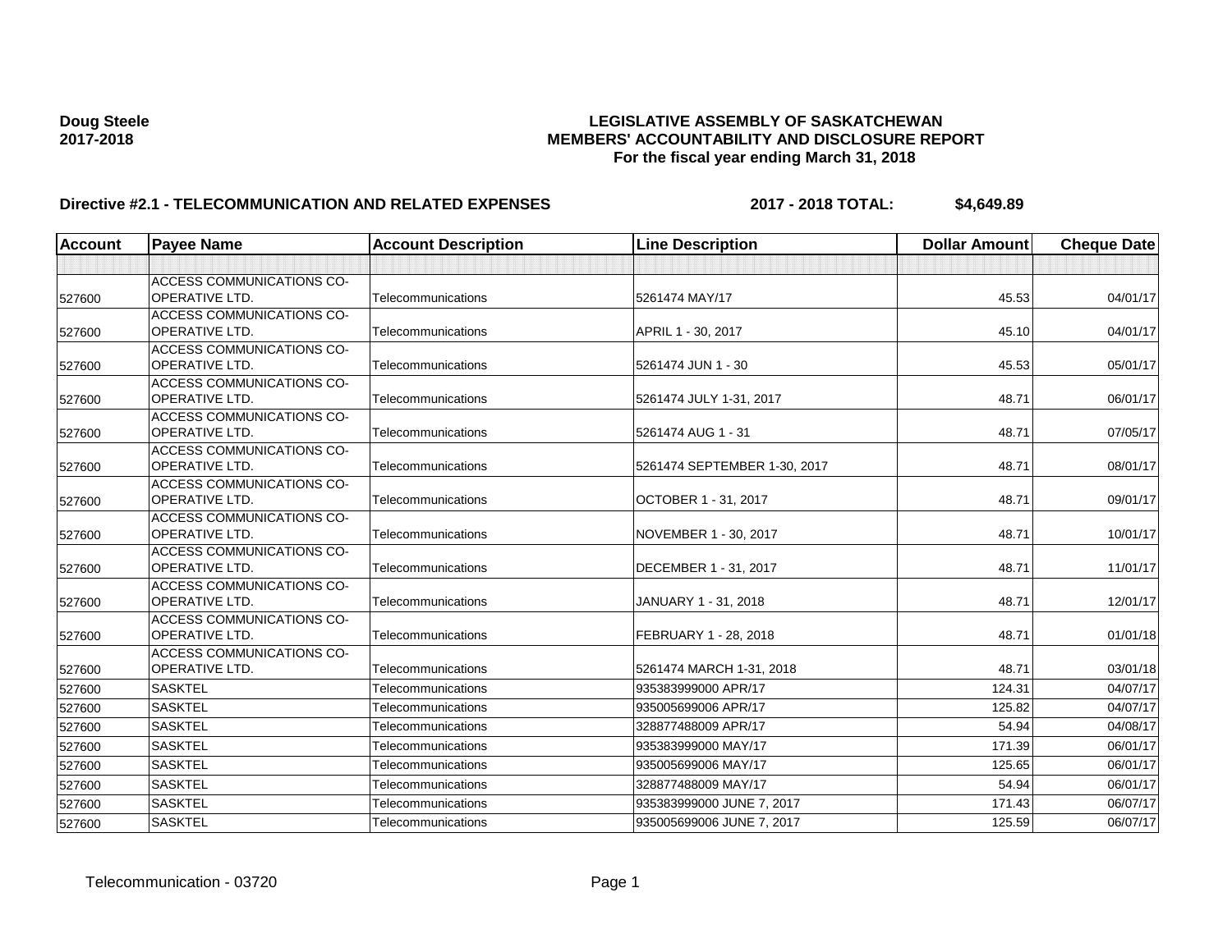**Doug Steele**
**2017-2018**

**LEGISLATIVE ASSEMBLY OF SASKATCHEWAN**
**MEMBERS' ACCOUNTABILITY AND DISCLOSURE REPORT**
**For the fiscal year ending March 31, 2018**

**Directive #2.1 - TELECOMMUNICATION AND RELATED EXPENSES** **2017 - 2018 TOTAL: $4,649.89**

| Account | Payee Name | Account Description | Line Description | Dollar Amount | Cheque Date |
|---|---|---|---|---|---|
| | | | | | |
| 527600 | ACCESS COMMUNICATIONS CO-OPERATIVE LTD. | Telecommunications | 5261474 MAY/17 | 45.53 | 04/01/17 |
| 527600 | ACCESS COMMUNICATIONS CO-OPERATIVE LTD. | Telecommunications | APRIL 1 - 30, 2017 | 45.10 | 04/01/17 |
| 527600 | ACCESS COMMUNICATIONS CO-OPERATIVE LTD. | Telecommunications | 5261474 JUN 1 - 30 | 45.53 | 05/01/17 |
| 527600 | ACCESS COMMUNICATIONS CO-OPERATIVE LTD. | Telecommunications | 5261474 JULY 1-31, 2017 | 48.71 | 06/01/17 |
| 527600 | ACCESS COMMUNICATIONS CO-OPERATIVE LTD. | Telecommunications | 5261474 AUG 1 - 31 | 48.71 | 07/05/17 |
| 527600 | ACCESS COMMUNICATIONS CO-OPERATIVE LTD. | Telecommunications | 5261474 SEPTEMBER 1-30, 2017 | 48.71 | 08/01/17 |
| 527600 | ACCESS COMMUNICATIONS CO-OPERATIVE LTD. | Telecommunications | OCTOBER 1 - 31, 2017 | 48.71 | 09/01/17 |
| 527600 | ACCESS COMMUNICATIONS CO-OPERATIVE LTD. | Telecommunications | NOVEMBER 1 - 30, 2017 | 48.71 | 10/01/17 |
| 527600 | ACCESS COMMUNICATIONS CO-OPERATIVE LTD. | Telecommunications | DECEMBER 1 - 31, 2017 | 48.71 | 11/01/17 |
| 527600 | ACCESS COMMUNICATIONS CO-OPERATIVE LTD. | Telecommunications | JANUARY 1 - 31, 2018 | 48.71 | 12/01/17 |
| 527600 | ACCESS COMMUNICATIONS CO-OPERATIVE LTD. | Telecommunications | FEBRUARY 1 - 28, 2018 | 48.71 | 01/01/18 |
| 527600 | ACCESS COMMUNICATIONS CO-OPERATIVE LTD. | Telecommunications | 5261474 MARCH 1-31, 2018 | 48.71 | 03/01/18 |
| 527600 | SASKTEL | Telecommunications | 935383999000 APR/17 | 124.31 | 04/07/17 |
| 527600 | SASKTEL | Telecommunications | 935005699006 APR/17 | 125.82 | 04/07/17 |
| 527600 | SASKTEL | Telecommunications | 328877488009 APR/17 | 54.94 | 04/08/17 |
| 527600 | SASKTEL | Telecommunications | 935383999000 MAY/17 | 171.39 | 06/01/17 |
| 527600 | SASKTEL | Telecommunications | 935005699006 MAY/17 | 125.65 | 06/01/17 |
| 527600 | SASKTEL | Telecommunications | 328877488009 MAY/17 | 54.94 | 06/01/17 |
| 527600 | SASKTEL | Telecommunications | 935383999000 JUNE 7, 2017 | 171.43 | 06/07/17 |
| 527600 | SASKTEL | Telecommunications | 935005699006 JUNE 7, 2017 | 125.59 | 06/07/17 |

Telecommunication - 03720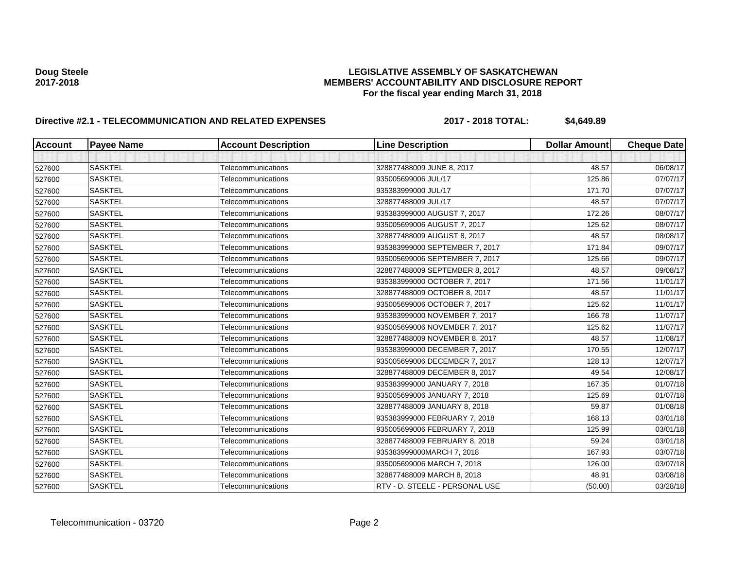**Doug Steele**
**2017-2018**

**LEGISLATIVE ASSEMBLY OF SASKATCHEWAN**
**MEMBERS' ACCOUNTABILITY AND DISCLOSURE REPORT**
**For the fiscal year ending March 31, 2018**

**Directive #2.1 - TELECOMMUNICATION AND RELATED EXPENSES** **2017 - 2018 TOTAL: $4,649.89**

| Account | Payee Name | Account Description | Line Description | Dollar Amount | Cheque Date |
|---|---|---|---|---|---|
| | | | | | |
| 527600 | SASKTEL | Telecommunications | 328877488009 JUNE 8, 2017 | 48.57 | 06/08/17 |
| 527600 | SASKTEL | Telecommunications | 935005699006 JUL/17 | 125.86 | 07/07/17 |
| 527600 | SASKTEL | Telecommunications | 935383999000 JUL/17 | 171.70 | 07/07/17 |
| 527600 | SASKTEL | Telecommunications | 328877488009 JUL/17 | 48.57 | 07/07/17 |
| 527600 | SASKTEL | Telecommunications | 935383999000 AUGUST 7, 2017 | 172.26 | 08/07/17 |
| 527600 | SASKTEL | Telecommunications | 935005699006 AUGUST 7, 2017 | 125.62 | 08/07/17 |
| 527600 | SASKTEL | Telecommunications | 328877488009 AUGUST 8, 2017 | 48.57 | 08/08/17 |
| 527600 | SASKTEL | Telecommunications | 935383999000 SEPTEMBER 7, 2017 | 171.84 | 09/07/17 |
| 527600 | SASKTEL | Telecommunications | 935005699006 SEPTEMBER 7, 2017 | 125.66 | 09/07/17 |
| 527600 | SASKTEL | Telecommunications | 328877488009 SEPTEMBER 8, 2017 | 48.57 | 09/08/17 |
| 527600 | SASKTEL | Telecommunications | 935383999000 OCTOBER 7, 2017 | 171.56 | 11/01/17 |
| 527600 | SASKTEL | Telecommunications | 328877488009 OCTOBER 8, 2017 | 48.57 | 11/01/17 |
| 527600 | SASKTEL | Telecommunications | 935005699006 OCTOBER 7, 2017 | 125.62 | 11/01/17 |
| 527600 | SASKTEL | Telecommunications | 935383999000 NOVEMBER 7, 2017 | 166.78 | 11/07/17 |
| 527600 | SASKTEL | Telecommunications | 935005699006 NOVEMBER 7, 2017 | 125.62 | 11/07/17 |
| 527600 | SASKTEL | Telecommunications | 328877488009 NOVEMBER 8, 2017 | 48.57 | 11/08/17 |
| 527600 | SASKTEL | Telecommunications | 935383999000 DECEMBER 7, 2017 | 170.55 | 12/07/17 |
| 527600 | SASKTEL | Telecommunications | 935005699006 DECEMBER 7, 2017 | 128.13 | 12/07/17 |
| 527600 | SASKTEL | Telecommunications | 328877488009 DECEMBER 8, 2017 | 49.54 | 12/08/17 |
| 527600 | SASKTEL | Telecommunications | 935383999000 JANUARY 7, 2018 | 167.35 | 01/07/18 |
| 527600 | SASKTEL | Telecommunications | 935005699006 JANUARY 7, 2018 | 125.69 | 01/07/18 |
| 527600 | SASKTEL | Telecommunications | 328877488009 JANUARY 8, 2018 | 59.87 | 01/08/18 |
| 527600 | SASKTEL | Telecommunications | 935383999000 FEBRUARY 7, 2018 | 168.13 | 03/01/18 |
| 527600 | SASKTEL | Telecommunications | 935005699006 FEBRUARY 7, 2018 | 125.99 | 03/01/18 |
| 527600 | SASKTEL | Telecommunications | 328877488009 FEBRUARY 8, 2018 | 59.24 | 03/01/18 |
| 527600 | SASKTEL | Telecommunications | 935383999000MARCH 7, 2018 | 167.93 | 03/07/18 |
| 527600 | SASKTEL | Telecommunications | 935005699006 MARCH 7, 2018 | 126.00 | 03/07/18 |
| 527600 | SASKTEL | Telecommunications | 328877488009 MARCH 8, 2018 | 48.91 | 03/08/18 |
| 527600 | SASKTEL | Telecommunications | RTV - D. STEELE - PERSONAL USE | (50.00) | 03/28/18 |

Telecommunication - 03720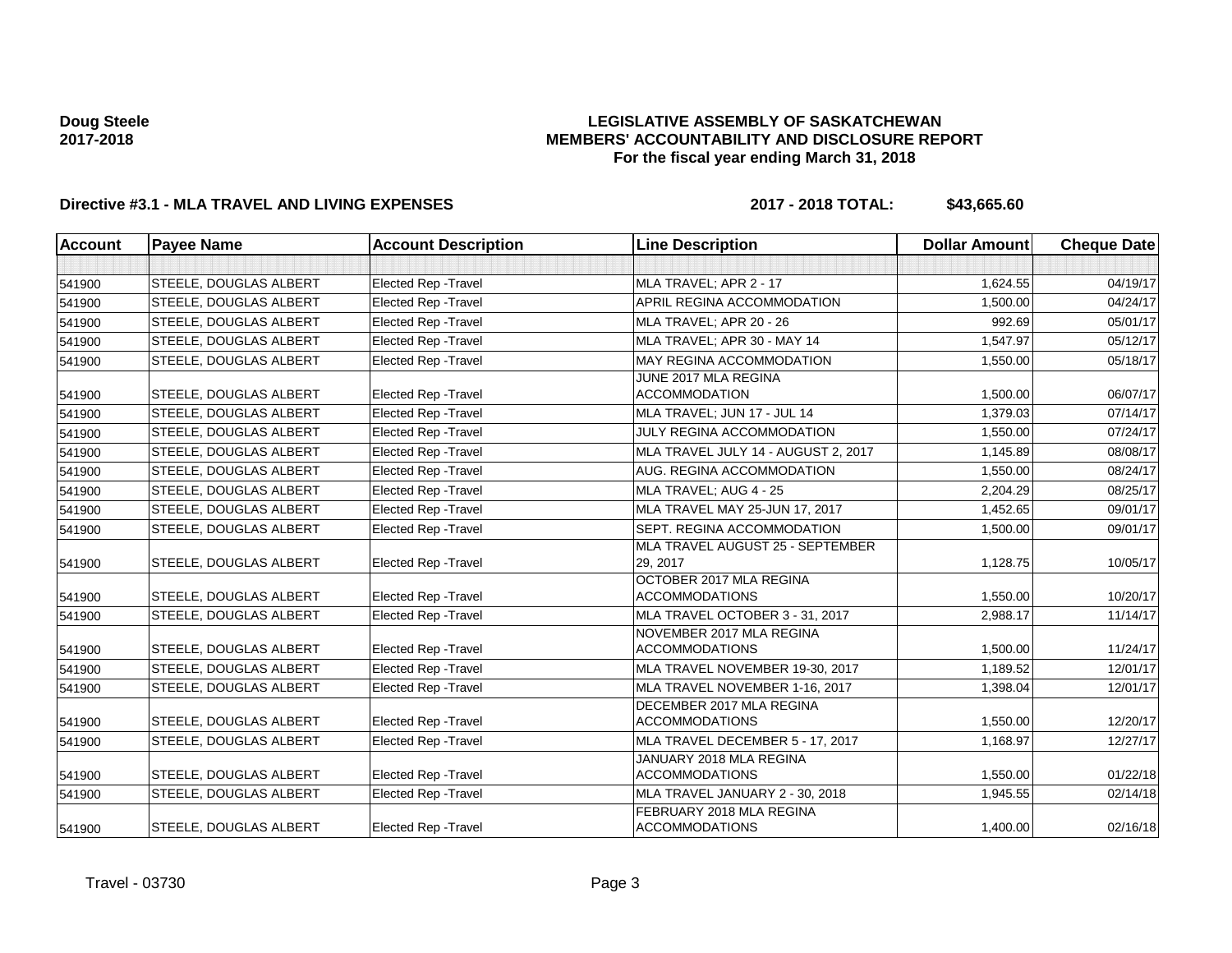**Doug Steele**
**2017-2018**

# LEGISLATIVE ASSEMBLY OF SASKATCHEWAN
## MEMBERS' ACCOUNTABILITY AND DISCLOSURE REPORT
### For the fiscal year ending March 31, 2018

**Directive #3.1 - MLA TRAVEL AND LIVING EXPENSES** **2017 - 2018 TOTAL: $43,665.60**

| Account | Payee Name | Account Description | Line Description | Dollar Amount | Cheque Date |
|---|---|---|---|---|---|
| | | | | | |
| 541900 | STEELE, DOUGLAS ALBERT | Elected Rep -Travel | MLA TRAVEL; APR 2 - 17 | 1,624.55 | 04/19/17 |
| 541900 | STEELE, DOUGLAS ALBERT | Elected Rep -Travel | APRIL REGINA ACCOMMODATION | 1,500.00 | 04/24/17 |
| 541900 | STEELE, DOUGLAS ALBERT | Elected Rep -Travel | MLA TRAVEL; APR 20 - 26 | 992.69 | 05/01/17 |
| 541900 | STEELE, DOUGLAS ALBERT | Elected Rep -Travel | MLA TRAVEL; APR 30 - MAY 14 | 1,547.97 | 05/12/17 |
| 541900 | STEELE, DOUGLAS ALBERT | Elected Rep -Travel | MAY REGINA ACCOMMODATION | 1,550.00 | 05/18/17 |
| 541900 | STEELE, DOUGLAS ALBERT | Elected Rep -Travel | JUNE 2017 MLA REGINA ACCOMMODATION | 1,500.00 | 06/07/17 |
| 541900 | STEELE, DOUGLAS ALBERT | Elected Rep -Travel | MLA TRAVEL; JUN 17 - JUL 14 | 1,379.03 | 07/14/17 |
| 541900 | STEELE, DOUGLAS ALBERT | Elected Rep -Travel | JULY REGINA ACCOMMODATION | 1,550.00 | 07/24/17 |
| 541900 | STEELE, DOUGLAS ALBERT | Elected Rep -Travel | MLA TRAVEL JULY 14 - AUGUST 2, 2017 | 1,145.89 | 08/08/17 |
| 541900 | STEELE, DOUGLAS ALBERT | Elected Rep -Travel | AUG. REGINA ACCOMMODATION | 1,550.00 | 08/24/17 |
| 541900 | STEELE, DOUGLAS ALBERT | Elected Rep -Travel | MLA TRAVEL; AUG 4 - 25 | 2,204.29 | 08/25/17 |
| 541900 | STEELE, DOUGLAS ALBERT | Elected Rep -Travel | MLA TRAVEL MAY 25-JUN 17, 2017 | 1,452.65 | 09/01/17 |
| 541900 | STEELE, DOUGLAS ALBERT | Elected Rep -Travel | SEPT. REGINA ACCOMMODATION | 1,500.00 | 09/01/17 |
| 541900 | STEELE, DOUGLAS ALBERT | Elected Rep -Travel | MLA TRAVEL AUGUST 25 - SEPTEMBER 29, 2017 | 1,128.75 | 10/05/17 |
| 541900 | STEELE, DOUGLAS ALBERT | Elected Rep -Travel | OCTOBER 2017 MLA REGINA ACCOMMODATIONS | 1,550.00 | 10/20/17 |
| 541900 | STEELE, DOUGLAS ALBERT | Elected Rep -Travel | MLA TRAVEL OCTOBER 3 - 31, 2017 | 2,988.17 | 11/14/17 |
| 541900 | STEELE, DOUGLAS ALBERT | Elected Rep -Travel | NOVEMBER 2017 MLA REGINA ACCOMMODATIONS | 1,500.00 | 11/24/17 |
| 541900 | STEELE, DOUGLAS ALBERT | Elected Rep -Travel | MLA TRAVEL NOVEMBER 19-30, 2017 | 1,189.52 | 12/01/17 |
| 541900 | STEELE, DOUGLAS ALBERT | Elected Rep -Travel | MLA TRAVEL NOVEMBER 1-16, 2017 | 1,398.04 | 12/01/17 |
| 541900 | STEELE, DOUGLAS ALBERT | Elected Rep -Travel | DECEMBER 2017 MLA REGINA ACCOMMODATIONS | 1,550.00 | 12/20/17 |
| 541900 | STEELE, DOUGLAS ALBERT | Elected Rep -Travel | MLA TRAVEL DECEMBER 5 - 17, 2017 | 1,168.97 | 12/27/17 |
| 541900 | STEELE, DOUGLAS ALBERT | Elected Rep -Travel | JANUARY 2018 MLA REGINA ACCOMMODATIONS | 1,550.00 | 01/22/18 |
| 541900 | STEELE, DOUGLAS ALBERT | Elected Rep -Travel | MLA TRAVEL JANUARY 2 - 30, 2018 | 1,945.55 | 02/14/18 |
| 541900 | STEELE, DOUGLAS ALBERT | Elected Rep -Travel | FEBRUARY 2018 MLA REGINA ACCOMMODATIONS | 1,400.00 | 02/16/18 |

Travel - 03730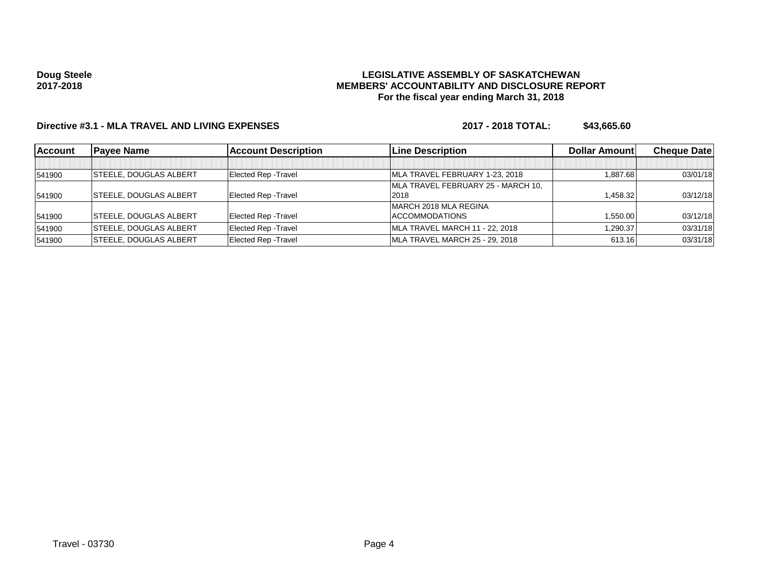**Doug Steele**
**2017-2018**

**LEGISLATIVE ASSEMBLY OF SASKATCHEWAN**
**MEMBERS' ACCOUNTABILITY AND DISCLOSURE REPORT**
**For the fiscal year ending March 31, 2018**

**Directive #3.1 - MLA TRAVEL AND LIVING EXPENSES** **2017 - 2018 TOTAL: $43,665.60**

| Account | Payee Name | Account Description | Line Description | Dollar Amount | Cheque Date |
|---|---|---|---|---|---|
| | | | | | |
| 541900 | STEELE, DOUGLAS ALBERT | Elected Rep -Travel | MLA TRAVEL FEBRUARY 1-23, 2018 | 1,887.68 | 03/01/18 |
| 541900 | STEELE, DOUGLAS ALBERT | Elected Rep -Travel | MLA TRAVEL FEBRUARY 25 - MARCH 10, 2018 | 1,458.32 | 03/12/18 |
| 541900 | STEELE, DOUGLAS ALBERT | Elected Rep -Travel | MARCH 2018 MLA REGINA ACCOMMODATIONS | 1,550.00 | 03/12/18 |
| 541900 | STEELE, DOUGLAS ALBERT | Elected Rep -Travel | MLA TRAVEL MARCH 11 - 22, 2018 | 1,290.37 | 03/31/18 |
| 541900 | STEELE, DOUGLAS ALBERT | Elected Rep -Travel | MLA TRAVEL MARCH 25 - 29, 2018 | 613.16 | 03/31/18 |

Travel - 03730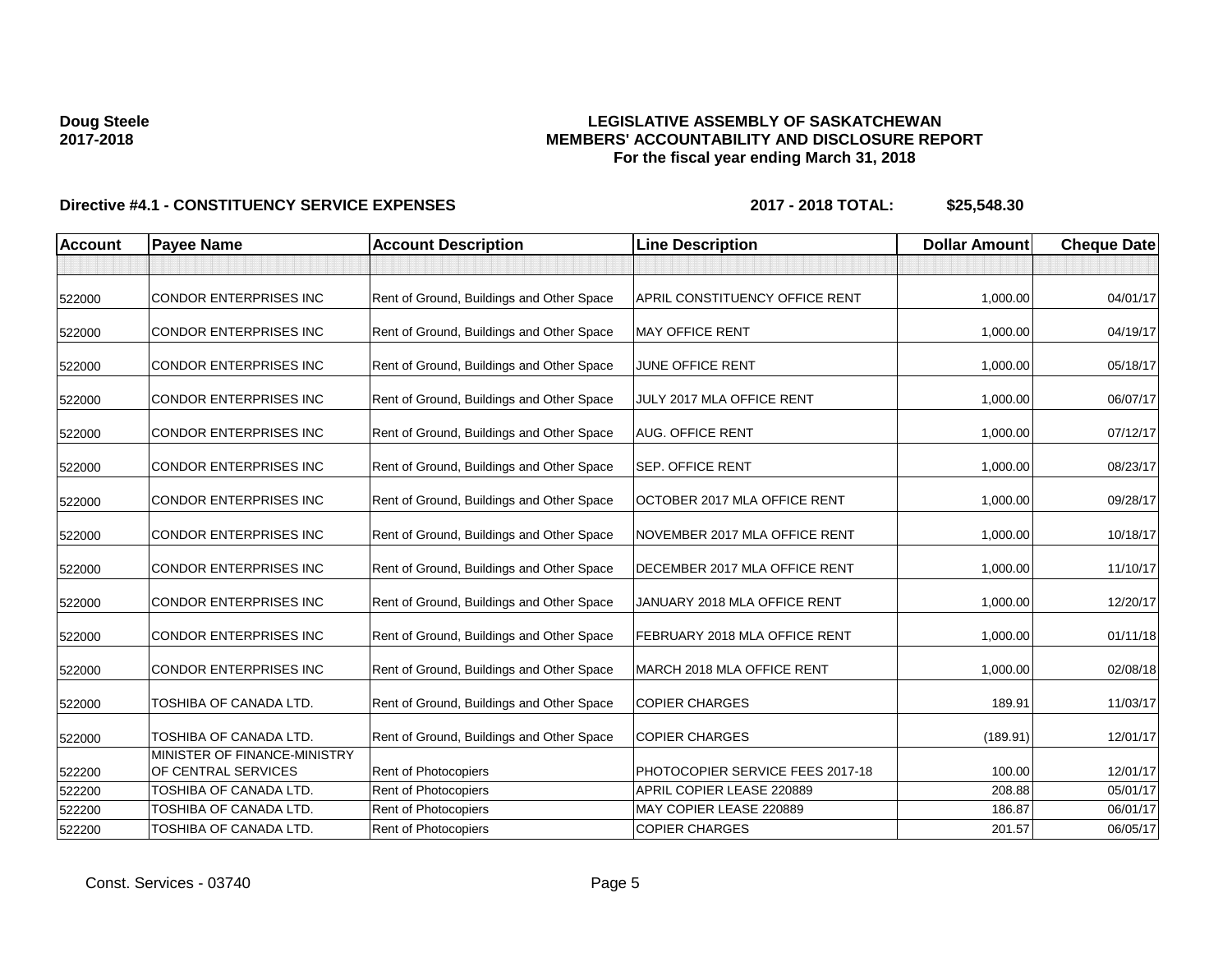**Doug Steele**
**2017-2018**

**LEGISLATIVE ASSEMBLY OF SASKATCHEWAN**
**MEMBERS' ACCOUNTABILITY AND DISCLOSURE REPORT**
**For the fiscal year ending March 31, 2018**

**Directive #4.1 - CONSTITUENCY SERVICE EXPENSES** **2017 - 2018 TOTAL: $25,548.30**

| Account | Payee Name | Account Description | Line Description | Dollar Amount | Cheque Date |
|---|---|---|---|---|---|
| | | | | | |
| 522000 | CONDOR ENTERPRISES INC | Rent of Ground, Buildings and Other Space | APRIL CONSTITUENCY OFFICE RENT | 1,000.00 | 04/01/17 |
| 522000 | CONDOR ENTERPRISES INC | Rent of Ground, Buildings and Other Space | MAY OFFICE RENT | 1,000.00 | 04/19/17 |
| 522000 | CONDOR ENTERPRISES INC | Rent of Ground, Buildings and Other Space | JUNE OFFICE RENT | 1,000.00 | 05/18/17 |
| 522000 | CONDOR ENTERPRISES INC | Rent of Ground, Buildings and Other Space | JULY 2017 MLA OFFICE RENT | 1,000.00 | 06/07/17 |
| 522000 | CONDOR ENTERPRISES INC | Rent of Ground, Buildings and Other Space | AUG. OFFICE RENT | 1,000.00 | 07/12/17 |
| 522000 | CONDOR ENTERPRISES INC | Rent of Ground, Buildings and Other Space | SEP. OFFICE RENT | 1,000.00 | 08/23/17 |
| 522000 | CONDOR ENTERPRISES INC | Rent of Ground, Buildings and Other Space | OCTOBER 2017 MLA OFFICE RENT | 1,000.00 | 09/28/17 |
| 522000 | CONDOR ENTERPRISES INC | Rent of Ground, Buildings and Other Space | NOVEMBER 2017 MLA OFFICE RENT | 1,000.00 | 10/18/17 |
| 522000 | CONDOR ENTERPRISES INC | Rent of Ground, Buildings and Other Space | DECEMBER 2017 MLA OFFICE RENT | 1,000.00 | 11/10/17 |
| 522000 | CONDOR ENTERPRISES INC | Rent of Ground, Buildings and Other Space | JANUARY 2018 MLA OFFICE RENT | 1,000.00 | 12/20/17 |
| 522000 | CONDOR ENTERPRISES INC | Rent of Ground, Buildings and Other Space | FEBRUARY 2018 MLA OFFICE RENT | 1,000.00 | 01/11/18 |
| 522000 | CONDOR ENTERPRISES INC | Rent of Ground, Buildings and Other Space | MARCH 2018 MLA OFFICE RENT | 1,000.00 | 02/08/18 |
| 522000 | TOSHIBA OF CANADA LTD. | Rent of Ground, Buildings and Other Space | COPIER CHARGES | 189.91 | 11/03/17 |
| 522000 | TOSHIBA OF CANADA LTD. | Rent of Ground, Buildings and Other Space | COPIER CHARGES | (189.91) | 12/01/17 |
| 522200 | MINISTER OF FINANCE-MINISTRY OF CENTRAL SERVICES | Rent of Photocopiers | PHOTOCOPIER SERVICE FEES 2017-18 | 100.00 | 12/01/17 |
| 522200 | TOSHIBA OF CANADA LTD. | Rent of Photocopiers | APRIL COPIER LEASE 220889 | 208.88 | 05/01/17 |
| 522200 | TOSHIBA OF CANADA LTD. | Rent of Photocopiers | MAY COPIER LEASE 220889 | 186.87 | 06/01/17 |
| 522200 | TOSHIBA OF CANADA LTD. | Rent of Photocopiers | COPIER CHARGES | 201.57 | 06/05/17 |

Const. Services - 03740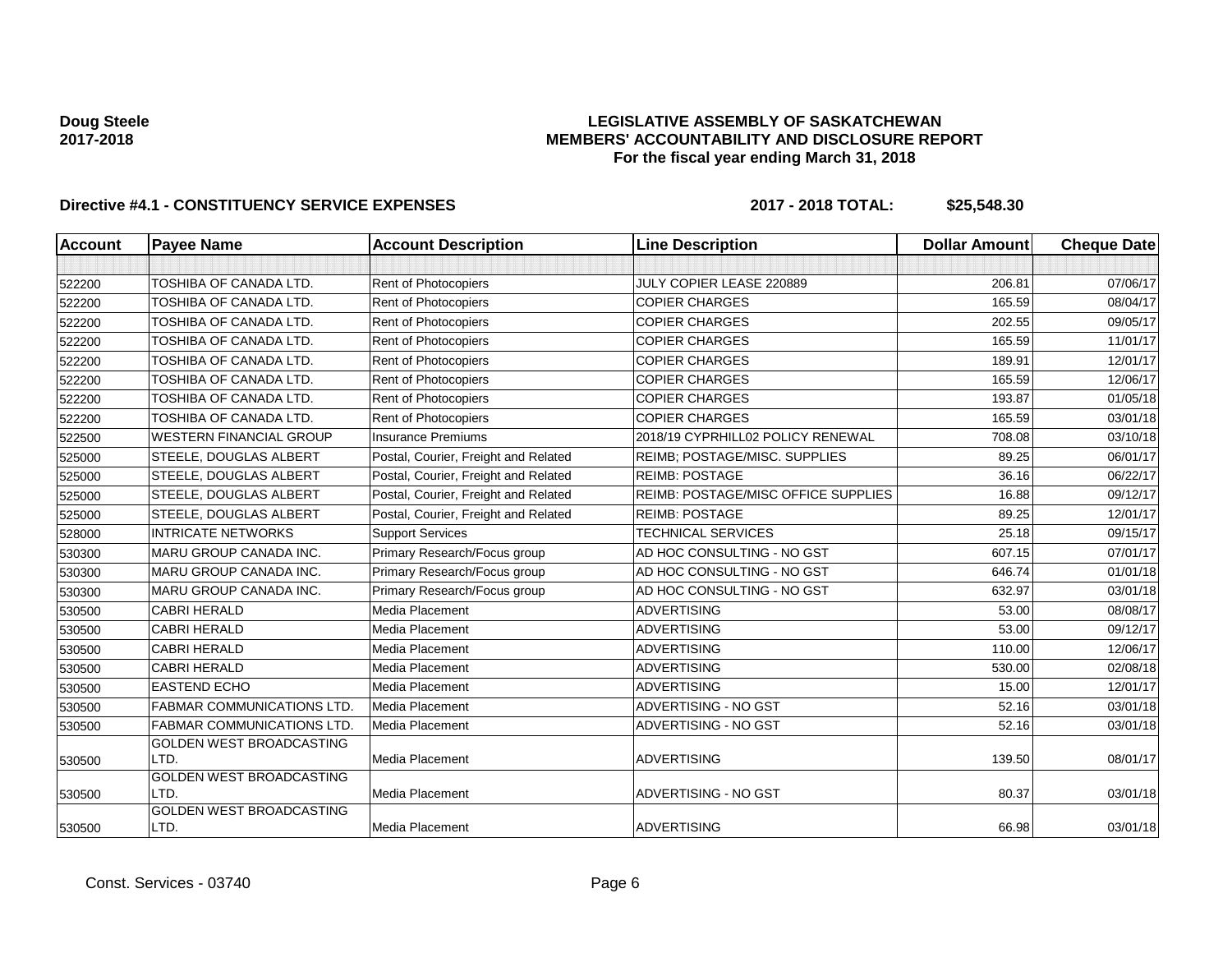**Doug Steele**
**2017-2018**

# LEGISLATIVE ASSEMBLY OF SASKATCHEWAN
## MEMBERS' ACCOUNTABILITY AND DISCLOSURE REPORT
### For the fiscal year ending March 31, 2018

**Directive #4.1 - CONSTITUENCY SERVICE EXPENSES** **2017 - 2018 TOTAL: $25,548.30**

| Account | Payee Name | Account Description | Line Description | Dollar Amount | Cheque Date |
|---|---|---|---|---|---|
| | | | | | |
| 522200 | TOSHIBA OF CANADA LTD. | Rent of Photocopiers | JULY COPIER LEASE 220889 | 206.81 | 07/06/17 |
| 522200 | TOSHIBA OF CANADA LTD. | Rent of Photocopiers | COPIER CHARGES | 165.59 | 08/04/17 |
| 522200 | TOSHIBA OF CANADA LTD. | Rent of Photocopiers | COPIER CHARGES | 202.55 | 09/05/17 |
| 522200 | TOSHIBA OF CANADA LTD. | Rent of Photocopiers | COPIER CHARGES | 165.59 | 11/01/17 |
| 522200 | TOSHIBA OF CANADA LTD. | Rent of Photocopiers | COPIER CHARGES | 189.91 | 12/01/17 |
| 522200 | TOSHIBA OF CANADA LTD. | Rent of Photocopiers | COPIER CHARGES | 165.59 | 12/06/17 |
| 522200 | TOSHIBA OF CANADA LTD. | Rent of Photocopiers | COPIER CHARGES | 193.87 | 01/05/18 |
| 522200 | TOSHIBA OF CANADA LTD. | Rent of Photocopiers | COPIER CHARGES | 165.59 | 03/01/18 |
| 522500 | WESTERN FINANCIAL GROUP | Insurance Premiums | 2018/19 CYPRHILL02 POLICY RENEWAL | 708.08 | 03/10/18 |
| 525000 | STEELE, DOUGLAS ALBERT | Postal, Courier, Freight and Related | REIMB; POSTAGE/MISC. SUPPLIES | 89.25 | 06/01/17 |
| 525000 | STEELE, DOUGLAS ALBERT | Postal, Courier, Freight and Related | REIMB: POSTAGE | 36.16 | 06/22/17 |
| 525000 | STEELE, DOUGLAS ALBERT | Postal, Courier, Freight and Related | REIMB: POSTAGE/MISC OFFICE SUPPLIES | 16.88 | 09/12/17 |
| 525000 | STEELE, DOUGLAS ALBERT | Postal, Courier, Freight and Related | REIMB: POSTAGE | 89.25 | 12/01/17 |
| 528000 | INTRICATE NETWORKS | Support Services | TECHNICAL SERVICES | 25.18 | 09/15/17 |
| 530300 | MARU GROUP CANADA INC. | Primary Research/Focus group | AD HOC CONSULTING - NO GST | 607.15 | 07/01/17 |
| 530300 | MARU GROUP CANADA INC. | Primary Research/Focus group | AD HOC CONSULTING - NO GST | 646.74 | 01/01/18 |
| 530300 | MARU GROUP CANADA INC. | Primary Research/Focus group | AD HOC CONSULTING - NO GST | 632.97 | 03/01/18 |
| 530500 | CABRI HERALD | Media Placement | ADVERTISING | 53.00 | 08/08/17 |
| 530500 | CABRI HERALD | Media Placement | ADVERTISING | 53.00 | 09/12/17 |
| 530500 | CABRI HERALD | Media Placement | ADVERTISING | 110.00 | 12/06/17 |
| 530500 | CABRI HERALD | Media Placement | ADVERTISING | 530.00 | 02/08/18 |
| 530500 | EASTEND ECHO | Media Placement | ADVERTISING | 15.00 | 12/01/17 |
| 530500 | FABMAR COMMUNICATIONS LTD. | Media Placement | ADVERTISING - NO GST | 52.16 | 03/01/18 |
| 530500 | FABMAR COMMUNICATIONS LTD. | Media Placement | ADVERTISING - NO GST | 52.16 | 03/01/18 |
| 530500 | GOLDEN WEST BROADCASTING LTD. | Media Placement | ADVERTISING | 139.50 | 08/01/17 |
| 530500 | GOLDEN WEST BROADCASTING LTD. | Media Placement | ADVERTISING - NO GST | 80.37 | 03/01/18 |
| 530500 | GOLDEN WEST BROADCASTING LTD. | Media Placement | ADVERTISING | 66.98 | 03/01/18 |

Const. Services - 03740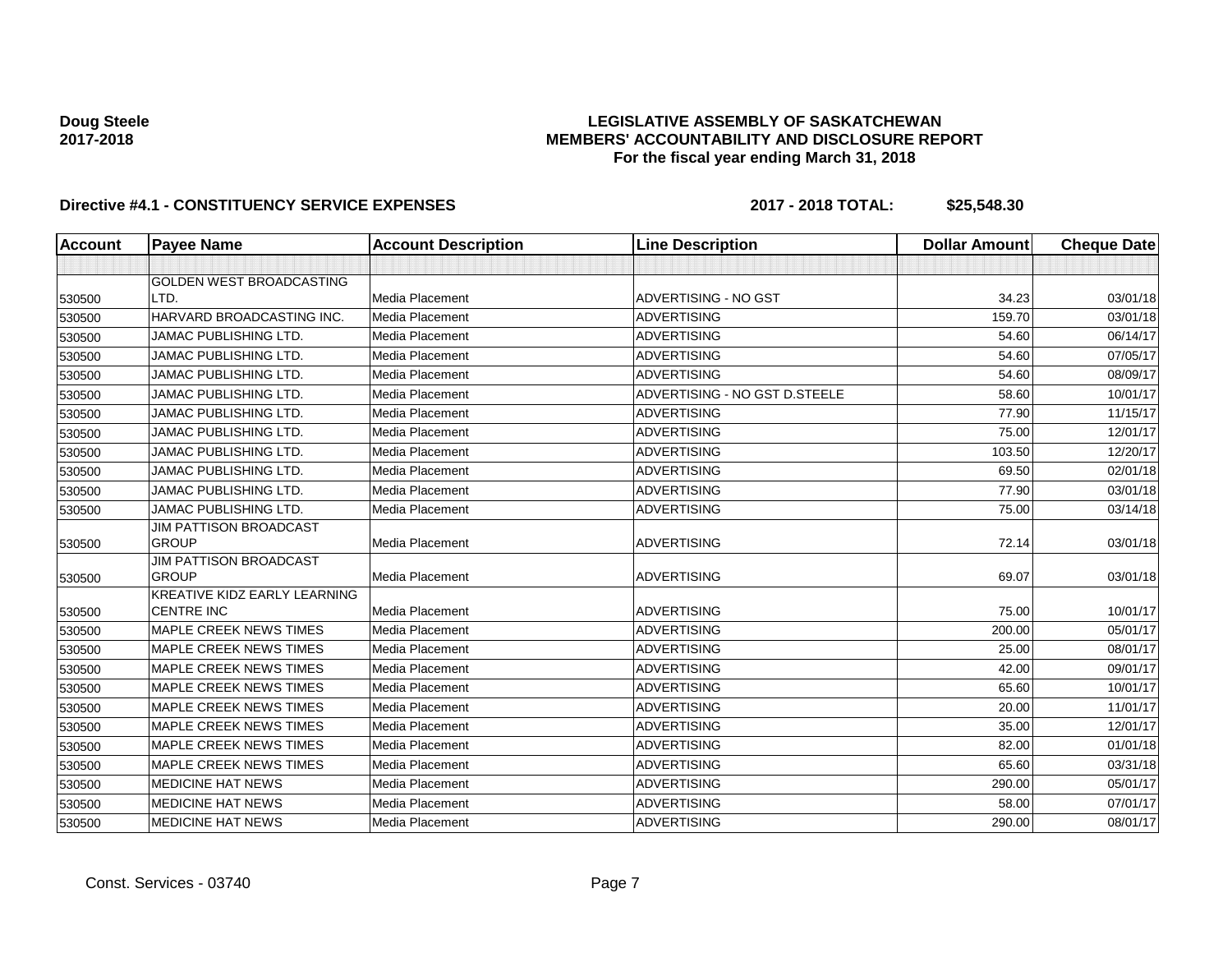**Doug Steele**
**2017-2018**

**LEGISLATIVE ASSEMBLY OF SASKATCHEWAN**
**MEMBERS' ACCOUNTABILITY AND DISCLOSURE REPORT**
**For the fiscal year ending March 31, 2018**

**Directive #4.1 - CONSTITUENCY SERVICE EXPENSES** **2017 - 2018 TOTAL: $25,548.30**

| Account | Payee Name | Account Description | Line Description | Dollar Amount | Cheque Date |
|---|---|---|---|---|---|
| | | | | | |
| 530500 | GOLDEN WEST BROADCASTING LTD. | Media Placement | ADVERTISING - NO GST | 34.23 | 03/01/18 |
| 530500 | HARVARD BROADCASTING INC. | Media Placement | ADVERTISING | 159.70 | 03/01/18 |
| 530500 | JAMAC PUBLISHING LTD. | Media Placement | ADVERTISING | 54.60 | 06/14/17 |
| 530500 | JAMAC PUBLISHING LTD. | Media Placement | ADVERTISING | 54.60 | 07/05/17 |
| 530500 | JAMAC PUBLISHING LTD. | Media Placement | ADVERTISING | 54.60 | 08/09/17 |
| 530500 | JAMAC PUBLISHING LTD. | Media Placement | ADVERTISING - NO GST D.STEELE | 58.60 | 10/01/17 |
| 530500 | JAMAC PUBLISHING LTD. | Media Placement | ADVERTISING | 77.90 | 11/15/17 |
| 530500 | JAMAC PUBLISHING LTD. | Media Placement | ADVERTISING | 75.00 | 12/01/17 |
| 530500 | JAMAC PUBLISHING LTD. | Media Placement | ADVERTISING | 103.50 | 12/20/17 |
| 530500 | JAMAC PUBLISHING LTD. | Media Placement | ADVERTISING | 69.50 | 02/01/18 |
| 530500 | JAMAC PUBLISHING LTD. | Media Placement | ADVERTISING | 77.90 | 03/01/18 |
| 530500 | JAMAC PUBLISHING LTD. | Media Placement | ADVERTISING | 75.00 | 03/14/18 |
| 530500 | JIM PATTISON BROADCAST GROUP | Media Placement | ADVERTISING | 72.14 | 03/01/18 |
| 530500 | JIM PATTISON BROADCAST GROUP | Media Placement | ADVERTISING | 69.07 | 03/01/18 |
| 530500 | KREATIVE KIDZ EARLY LEARNING CENTRE INC | Media Placement | ADVERTISING | 75.00 | 10/01/17 |
| 530500 | MAPLE CREEK NEWS TIMES | Media Placement | ADVERTISING | 200.00 | 05/01/17 |
| 530500 | MAPLE CREEK NEWS TIMES | Media Placement | ADVERTISING | 25.00 | 08/01/17 |
| 530500 | MAPLE CREEK NEWS TIMES | Media Placement | ADVERTISING | 42.00 | 09/01/17 |
| 530500 | MAPLE CREEK NEWS TIMES | Media Placement | ADVERTISING | 65.60 | 10/01/17 |
| 530500 | MAPLE CREEK NEWS TIMES | Media Placement | ADVERTISING | 20.00 | 11/01/17 |
| 530500 | MAPLE CREEK NEWS TIMES | Media Placement | ADVERTISING | 35.00 | 12/01/17 |
| 530500 | MAPLE CREEK NEWS TIMES | Media Placement | ADVERTISING | 82.00 | 01/01/18 |
| 530500 | MAPLE CREEK NEWS TIMES | Media Placement | ADVERTISING | 65.60 | 03/31/18 |
| 530500 | MEDICINE HAT NEWS | Media Placement | ADVERTISING | 290.00 | 05/01/17 |
| 530500 | MEDICINE HAT NEWS | Media Placement | ADVERTISING | 58.00 | 07/01/17 |
| 530500 | MEDICINE HAT NEWS | Media Placement | ADVERTISING | 290.00 | 08/01/17 |

Const. Services - 03740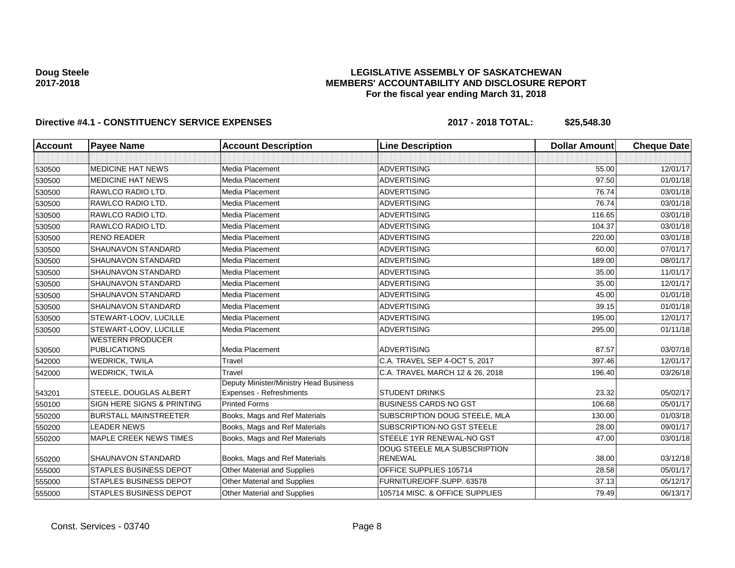**Doug Steele**
**2017-2018**

# LEGISLATIVE ASSEMBLY OF SASKATCHEWAN
## MEMBERS' ACCOUNTABILITY AND DISCLOSURE REPORT
### For the fiscal year ending March 31, 2018

**Directive #4.1 - CONSTITUENCY SERVICE EXPENSES** **2017 - 2018 TOTAL: $25,548.30**

| Account | Payee Name | Account Description | Line Description | Dollar Amount | Cheque Date |
|---|---|---|---|---|---|
| | | | | | |
| 530500 | MEDICINE HAT NEWS | Media Placement | ADVERTISING | 55.00 | 12/01/17 |
| 530500 | MEDICINE HAT NEWS | Media Placement | ADVERTISING | 97.50 | 01/01/18 |
| 530500 | RAWLCO RADIO LTD. | Media Placement | ADVERTISING | 76.74 | 03/01/18 |
| 530500 | RAWLCO RADIO LTD. | Media Placement | ADVERTISING | 76.74 | 03/01/18 |
| 530500 | RAWLCO RADIO LTD. | Media Placement | ADVERTISING | 116.65 | 03/01/18 |
| 530500 | RAWLCO RADIO LTD. | Media Placement | ADVERTISING | 104.37 | 03/01/18 |
| 530500 | RENO READER | Media Placement | ADVERTISING | 220.00 | 03/01/18 |
| 530500 | SHAUNAVON STANDARD | Media Placement | ADVERTISING | 60.00 | 07/01/17 |
| 530500 | SHAUNAVON STANDARD | Media Placement | ADVERTISING | 189.00 | 08/01/17 |
| 530500 | SHAUNAVON STANDARD | Media Placement | ADVERTISING | 35.00 | 11/01/17 |
| 530500 | SHAUNAVON STANDARD | Media Placement | ADVERTISING | 35.00 | 12/01/17 |
| 530500 | SHAUNAVON STANDARD | Media Placement | ADVERTISING | 45.00 | 01/01/18 |
| 530500 | SHAUNAVON STANDARD | Media Placement | ADVERTISING | 39.15 | 01/01/18 |
| 530500 | STEWART-LOOV, LUCILLE | Media Placement | ADVERTISING | 195.00 | 12/01/17 |
| 530500 | STEWART-LOOV, LUCILLE | Media Placement | ADVERTISING | 295.00 | 01/11/18 |
| 530500 | WESTERN PRODUCER PUBLICATIONS | Media Placement | ADVERTISING | 87.57 | 03/07/18 |
| 542000 | WEDRICK, TWILA | Travel | C.A. TRAVEL SEP 4-OCT 5, 2017 | 397.46 | 12/01/17 |
| 542000 | WEDRICK, TWILA | Travel | C.A. TRAVEL MARCH 12 & 26, 2018 | 196.40 | 03/26/18 |
| 543201 | STEELE, DOUGLAS ALBERT | Deputy Minister/Ministry Head Business Expenses - Refreshments | STUDENT DRINKS | 23.32 | 05/02/17 |
| 550100 | SIGN HERE SIGNS & PRINTING | Printed Forms | BUSINESS CARDS NO GST | 106.68 | 05/01/17 |
| 550200 | BURSTALL MAINSTREETER | Books, Mags and Ref Materials | SUBSCRIPTION DOUG STEELE, MLA | 130.00 | 01/03/18 |
| 550200 | LEADER NEWS | Books, Mags and Ref Materials | SUBSCRIPTION-NO GST STEELE | 28.00 | 09/01/17 |
| 550200 | MAPLE CREEK NEWS TIMES | Books, Mags and Ref Materials | STEELE 1YR RENEWAL-NO GST | 47.00 | 03/01/18 |
| 550200 | SHAUNAVON STANDARD | Books, Mags and Ref Materials | DOUG STEELE MLA SUBSCRIPTION RENEWAL | 38.00 | 03/12/18 |
| 555000 | STAPLES BUSINESS DEPOT | Other Material and Supplies | OFFICE SUPPLIES 105714 | 28.58 | 05/01/17 |
| 555000 | STAPLES BUSINESS DEPOT | Other Material and Supplies | FURNITURE/OFF.SUPP. 63578 | 37.13 | 05/12/17 |
| 555000 | STAPLES BUSINESS DEPOT | Other Material and Supplies | 105714 MISC. & OFFICE SUPPLIES | 79.49 | 06/13/17 |

Const. Services - 03740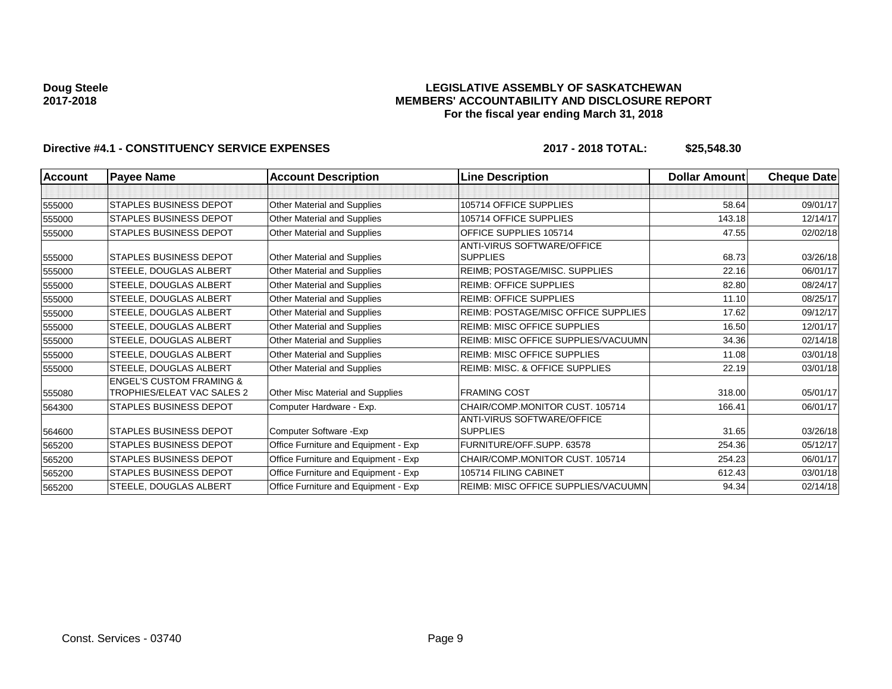**Doug Steele**
**2017-2018**

**LEGISLATIVE ASSEMBLY OF SASKATCHEWAN**
**MEMBERS' ACCOUNTABILITY AND DISCLOSURE REPORT**
**For the fiscal year ending March 31, 2018**

**Directive #4.1 - CONSTITUENCY SERVICE EXPENSES** **2017 - 2018 TOTAL: $25,548.30**

| Account | Payee Name | Account Description | Line Description | Dollar Amount | Cheque Date |
|---|---|---|---|---|---|
| | | | | | |
| 555000 | STAPLES BUSINESS DEPOT | Other Material and Supplies | 105714 OFFICE SUPPLIES | 58.64 | 09/01/17 |
| 555000 | STAPLES BUSINESS DEPOT | Other Material and Supplies | 105714 OFFICE SUPPLIES | 143.18 | 12/14/17 |
| 555000 | STAPLES BUSINESS DEPOT | Other Material and Supplies | OFFICE SUPPLIES 105714 | 47.55 | 02/02/18 |
| 555000 | STAPLES BUSINESS DEPOT | Other Material and Supplies | ANTI-VIRUS SOFTWARE/OFFICE SUPPLIES | 68.73 | 03/26/18 |
| 555000 | STEELE, DOUGLAS ALBERT | Other Material and Supplies | REIMB; POSTAGE/MISC. SUPPLIES | 22.16 | 06/01/17 |
| 555000 | STEELE, DOUGLAS ALBERT | Other Material and Supplies | REIMB: OFFICE SUPPLIES | 82.80 | 08/24/17 |
| 555000 | STEELE, DOUGLAS ALBERT | Other Material and Supplies | REIMB: OFFICE SUPPLIES | 11.10 | 08/25/17 |
| 555000 | STEELE, DOUGLAS ALBERT | Other Material and Supplies | REIMB: POSTAGE/MISC OFFICE SUPPLIES | 17.62 | 09/12/17 |
| 555000 | STEELE, DOUGLAS ALBERT | Other Material and Supplies | REIMB: MISC OFFICE SUPPLIES | 16.50 | 12/01/17 |
| 555000 | STEELE, DOUGLAS ALBERT | Other Material and Supplies | REIMB: MISC OFFICE SUPPLIES/VACUUMN | 34.36 | 02/14/18 |
| 555000 | STEELE, DOUGLAS ALBERT | Other Material and Supplies | REIMB: MISC OFFICE SUPPLIES | 11.08 | 03/01/18 |
| 555000 | STEELE, DOUGLAS ALBERT | Other Material and Supplies | REIMB: MISC. & OFFICE SUPPLIES | 22.19 | 03/01/18 |
| 555080 | ENGEL'S CUSTOM FRAMING & TROPHIES/ELEAT VAC SALES 2 | Other Misc Material and Supplies | FRAMING COST | 318.00 | 05/01/17 |
| 564300 | STAPLES BUSINESS DEPOT | Computer Hardware - Exp. | CHAIR/COMP.MONITOR CUST. 105714 | 166.41 | 06/01/17 |
| 564600 | STAPLES BUSINESS DEPOT | Computer Software -Exp | ANTI-VIRUS SOFTWARE/OFFICE SUPPLIES | 31.65 | 03/26/18 |
| 565200 | STAPLES BUSINESS DEPOT | Office Furniture and Equipment - Exp | FURNITURE/OFF.SUPP. 63578 | 254.36 | 05/12/17 |
| 565200 | STAPLES BUSINESS DEPOT | Office Furniture and Equipment - Exp | CHAIR/COMP.MONITOR CUST. 105714 | 254.23 | 06/01/17 |
| 565200 | STAPLES BUSINESS DEPOT | Office Furniture and Equipment - Exp | 105714 FILING CABINET | 612.43 | 03/01/18 |
| 565200 | STEELE, DOUGLAS ALBERT | Office Furniture and Equipment - Exp | REIMB: MISC OFFICE SUPPLIES/VACUUMN | 94.34 | 02/14/18 |

Const. Services - 03740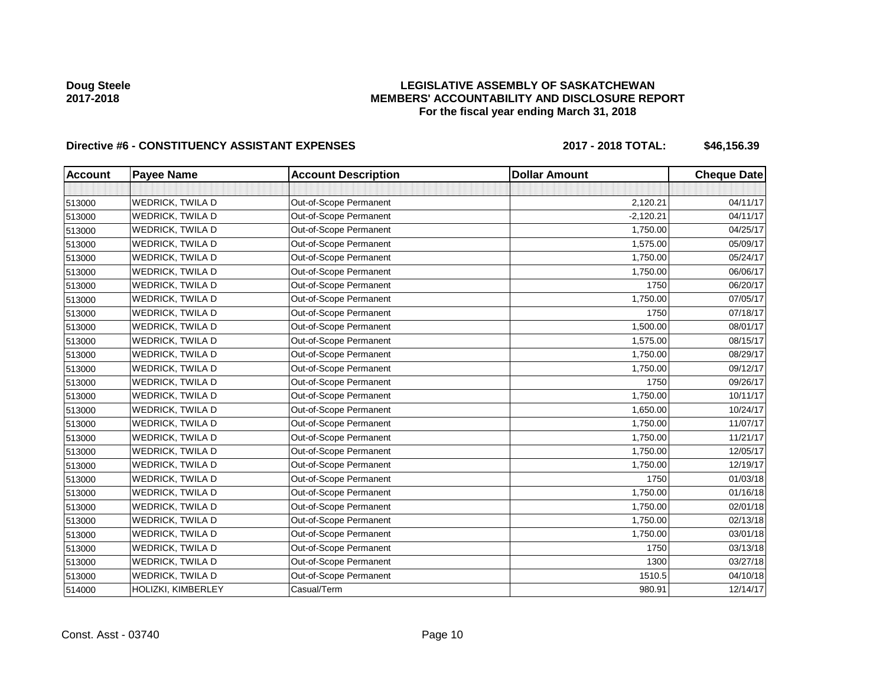**Doug Steele**
**2017-2018**

# LEGISLATIVE ASSEMBLY OF SASKATCHEWAN
## MEMBERS' ACCOUNTABILITY AND DISCLOSURE REPORT
### For the fiscal year ending March 31, 2018

**Directive #6 - CONSTITUENCY ASSISTANT EXPENSES** **2017 - 2018 TOTAL: $46,156.39**

| Account | Payee Name | Account Description | Dollar Amount | Cheque Date |
|---|---|---|---|---|
| | | | | |
| 513000 | WEDRICK, TWILA D | Out-of-Scope Permanent | 2,120.21 | 04/11/17 |
| 513000 | WEDRICK, TWILA D | Out-of-Scope Permanent | -2,120.21 | 04/11/17 |
| 513000 | WEDRICK, TWILA D | Out-of-Scope Permanent | 1,750.00 | 04/25/17 |
| 513000 | WEDRICK, TWILA D | Out-of-Scope Permanent | 1,575.00 | 05/09/17 |
| 513000 | WEDRICK, TWILA D | Out-of-Scope Permanent | 1,750.00 | 05/24/17 |
| 513000 | WEDRICK, TWILA D | Out-of-Scope Permanent | 1,750.00 | 06/06/17 |
| 513000 | WEDRICK, TWILA D | Out-of-Scope Permanent | 1750 | 06/20/17 |
| 513000 | WEDRICK, TWILA D | Out-of-Scope Permanent | 1,750.00 | 07/05/17 |
| 513000 | WEDRICK, TWILA D | Out-of-Scope Permanent | 1750 | 07/18/17 |
| 513000 | WEDRICK, TWILA D | Out-of-Scope Permanent | 1,500.00 | 08/01/17 |
| 513000 | WEDRICK, TWILA D | Out-of-Scope Permanent | 1,575.00 | 08/15/17 |
| 513000 | WEDRICK, TWILA D | Out-of-Scope Permanent | 1,750.00 | 08/29/17 |
| 513000 | WEDRICK, TWILA D | Out-of-Scope Permanent | 1,750.00 | 09/12/17 |
| 513000 | WEDRICK, TWILA D | Out-of-Scope Permanent | 1750 | 09/26/17 |
| 513000 | WEDRICK, TWILA D | Out-of-Scope Permanent | 1,750.00 | 10/11/17 |
| 513000 | WEDRICK, TWILA D | Out-of-Scope Permanent | 1,650.00 | 10/24/17 |
| 513000 | WEDRICK, TWILA D | Out-of-Scope Permanent | 1,750.00 | 11/07/17 |
| 513000 | WEDRICK, TWILA D | Out-of-Scope Permanent | 1,750.00 | 11/21/17 |
| 513000 | WEDRICK, TWILA D | Out-of-Scope Permanent | 1,750.00 | 12/05/17 |
| 513000 | WEDRICK, TWILA D | Out-of-Scope Permanent | 1,750.00 | 12/19/17 |
| 513000 | WEDRICK, TWILA D | Out-of-Scope Permanent | 1750 | 01/03/18 |
| 513000 | WEDRICK, TWILA D | Out-of-Scope Permanent | 1,750.00 | 01/16/18 |
| 513000 | WEDRICK, TWILA D | Out-of-Scope Permanent | 1,750.00 | 02/01/18 |
| 513000 | WEDRICK, TWILA D | Out-of-Scope Permanent | 1,750.00 | 02/13/18 |
| 513000 | WEDRICK, TWILA D | Out-of-Scope Permanent | 1,750.00 | 03/01/18 |
| 513000 | WEDRICK, TWILA D | Out-of-Scope Permanent | 1750 | 03/13/18 |
| 513000 | WEDRICK, TWILA D | Out-of-Scope Permanent | 1300 | 03/27/18 |
| 513000 | WEDRICK, TWILA D | Out-of-Scope Permanent | 1510.5 | 04/10/18 |
| 514000 | HOLIZKI, KIMBERLEY | Casual/Term | 980.91 | 12/14/17 |

Const. Asst - 03740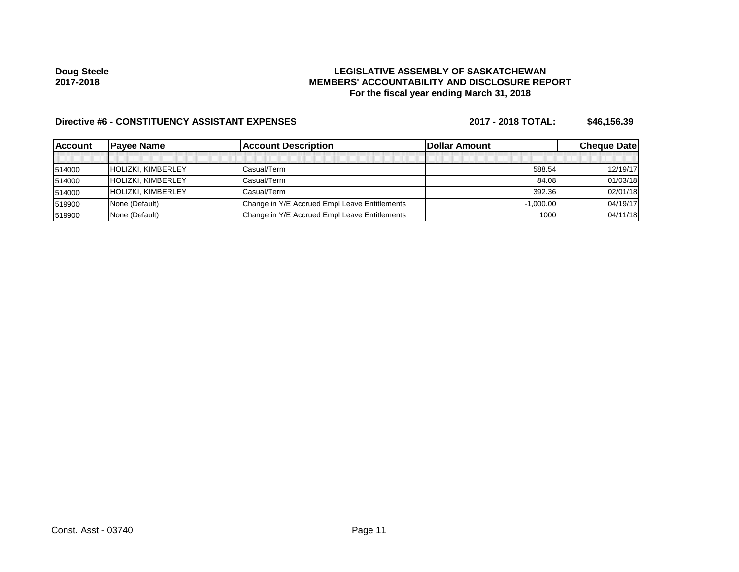**Doug Steele**
**2017-2018**

# LEGISLATIVE ASSEMBLY OF SASKATCHEWAN
## MEMBERS' ACCOUNTABILITY AND DISCLOSURE REPORT
### For the fiscal year ending March 31, 2018

**Directive #6 - CONSTITUENCY ASSISTANT EXPENSES** **2017 - 2018 TOTAL: $46,156.39**

| Account | Payee Name | Account Description | Dollar Amount | Cheque Date |
|---|---|---|---|---|
| | | | | |
| 514000 | HOLIZKI, KIMBERLEY | Casual/Term | 588.54 | 12/19/17 |
| 514000 | HOLIZKI, KIMBERLEY | Casual/Term | 84.08 | 01/03/18 |
| 514000 | HOLIZKI, KIMBERLEY | Casual/Term | 392.36 | 02/01/18 |
| 519900 | None (Default) | Change in Y/E Accrued Empl Leave Entitlements | -1,000.00 | 04/19/17 |
| 519900 | None (Default) | Change in Y/E Accrued Empl Leave Entitlements | 1000 | 04/11/18 |

Const. Asst - 03740